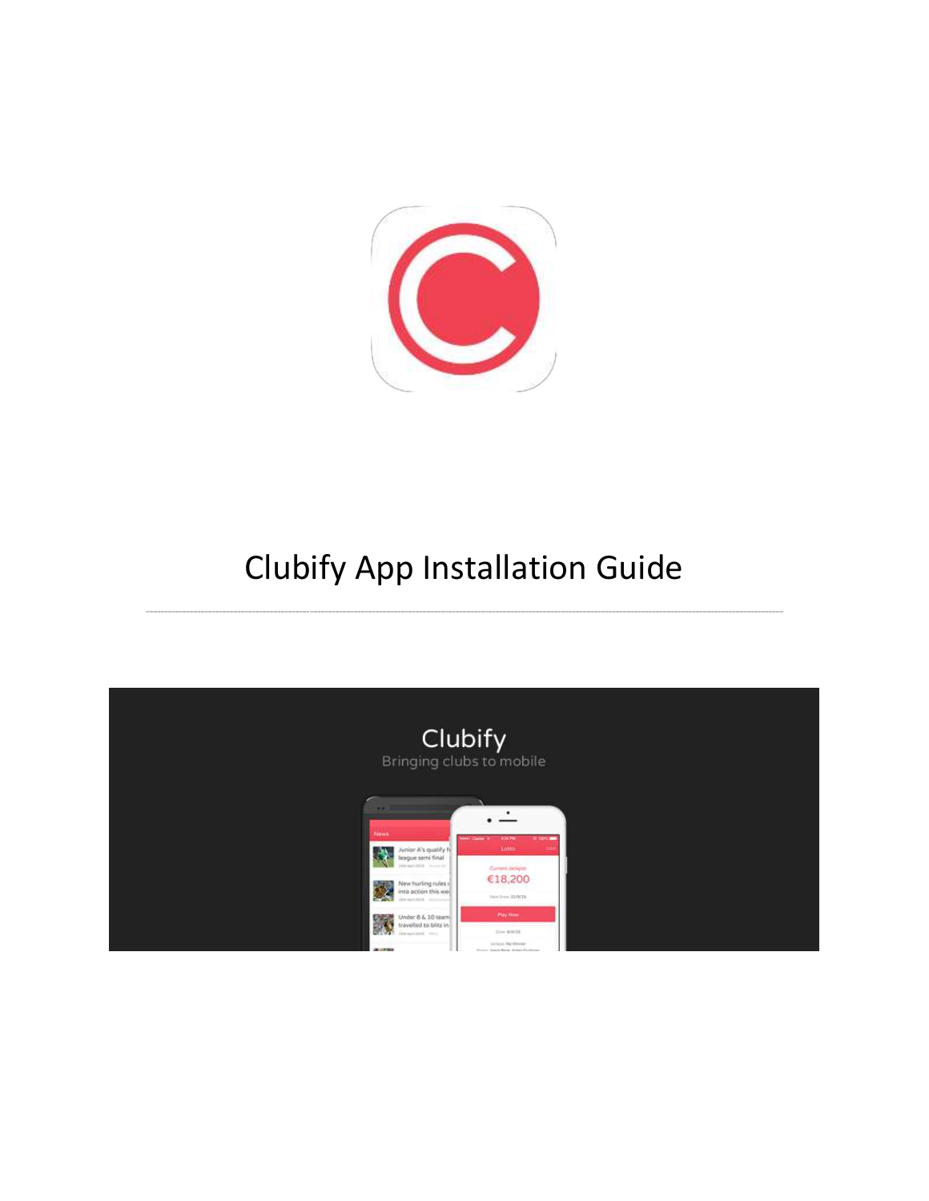# Clubify App Installation Guide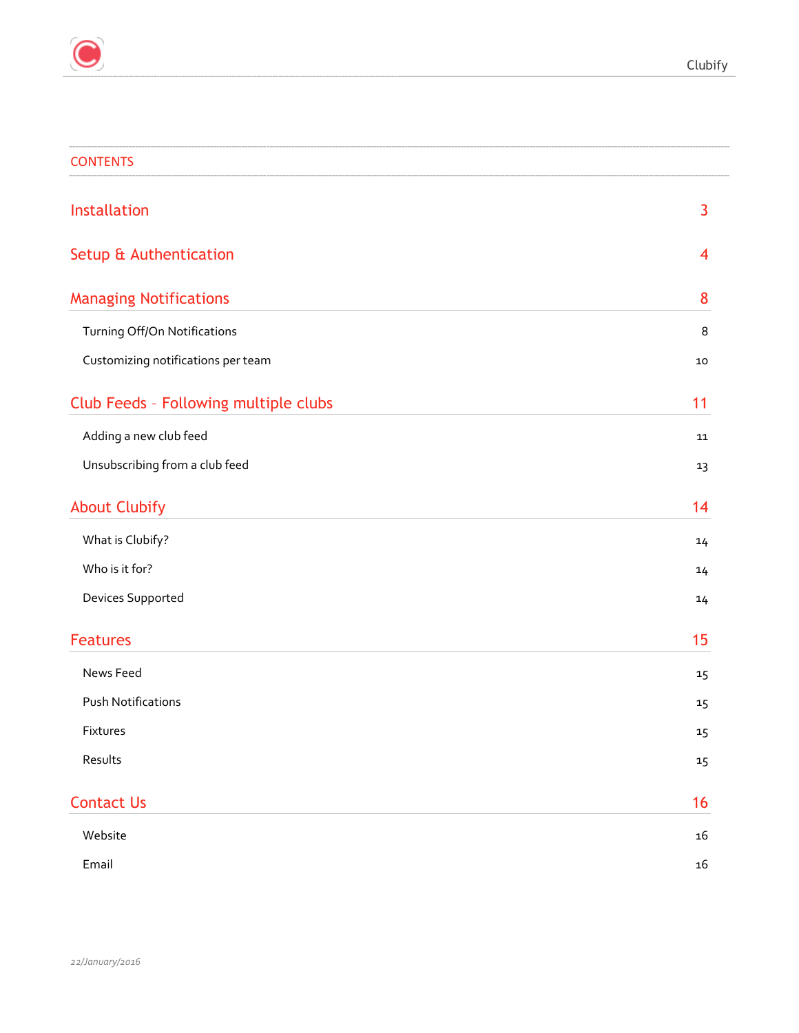## CONTENTS

| | |
|---|---|
| **Installation** | **3** |
| **Setup & Authentication** | **4** |
| **Managing Notifications** | **8** |
| Turning Off/On Notifications | 8 |
| Customizing notifications per team | 10 |
| **Club Feeds - Following multiple clubs** | **11** |
| Adding a new club feed | 11 |
| Unsubscribing from a club feed | 13 |
| **About Clubify** | **14** |
| What is Clubify? | 14 |
| Who is it for? | 14 |
| Devices Supported | 14 |
| **Features** | **15** |
| News Feed | 15 |
| Push Notifications | 15 |
| Fixtures | 15 |
| Results | 15 |
| **Contact Us** | **16** |
| Website | 16 |
| Email | 16 |

*22/January/2016*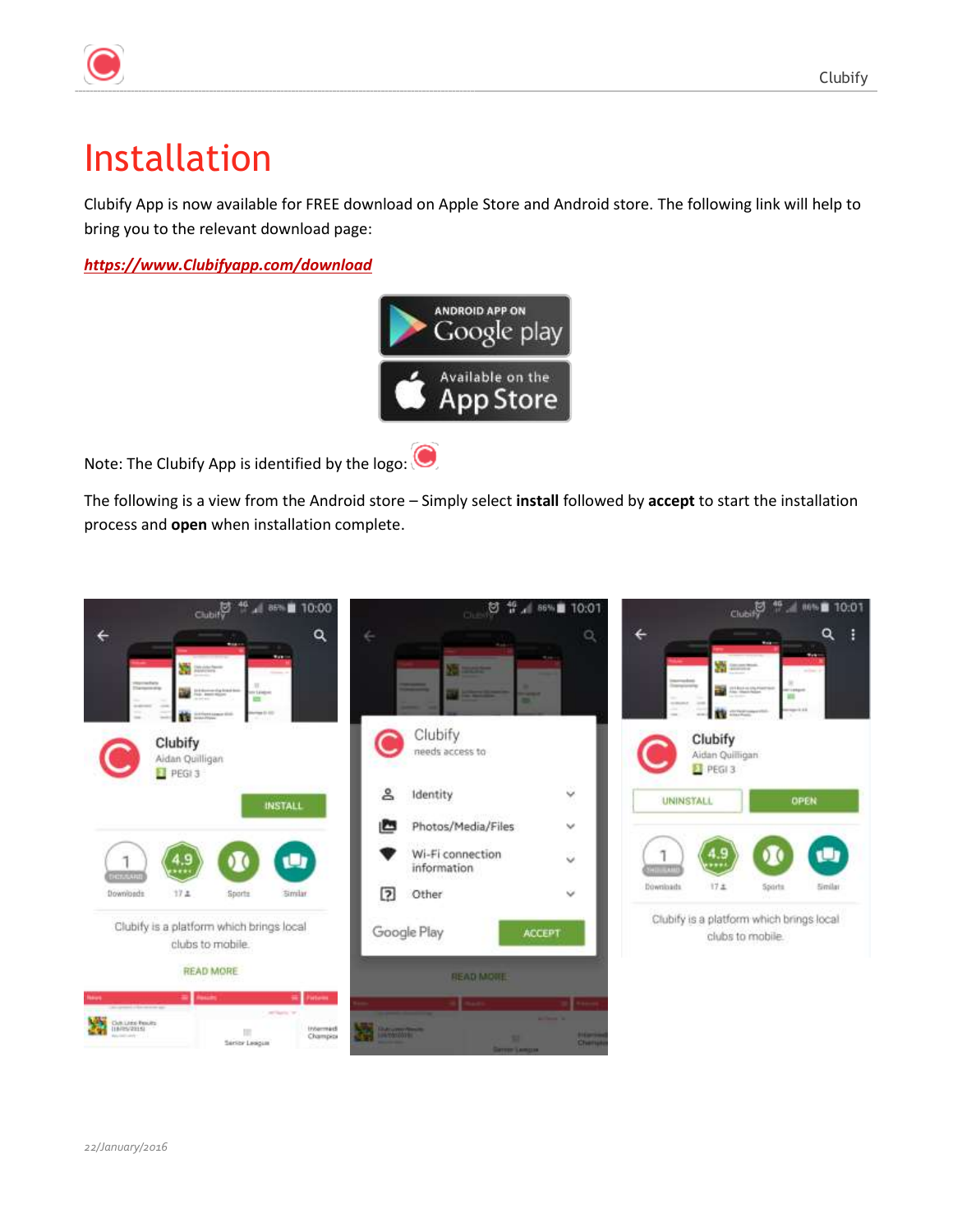# Installation

Clubify App is now available for FREE download on Apple Store and Android store. The following link will help to bring you to the relevant download page:

***https://www.Clubifyapp.com/download***

Note: The Clubify App is identified by the logo:

The following is a view from the Android store – Simply select **install** followed by **accept** to start the installation process and **open** when installation complete.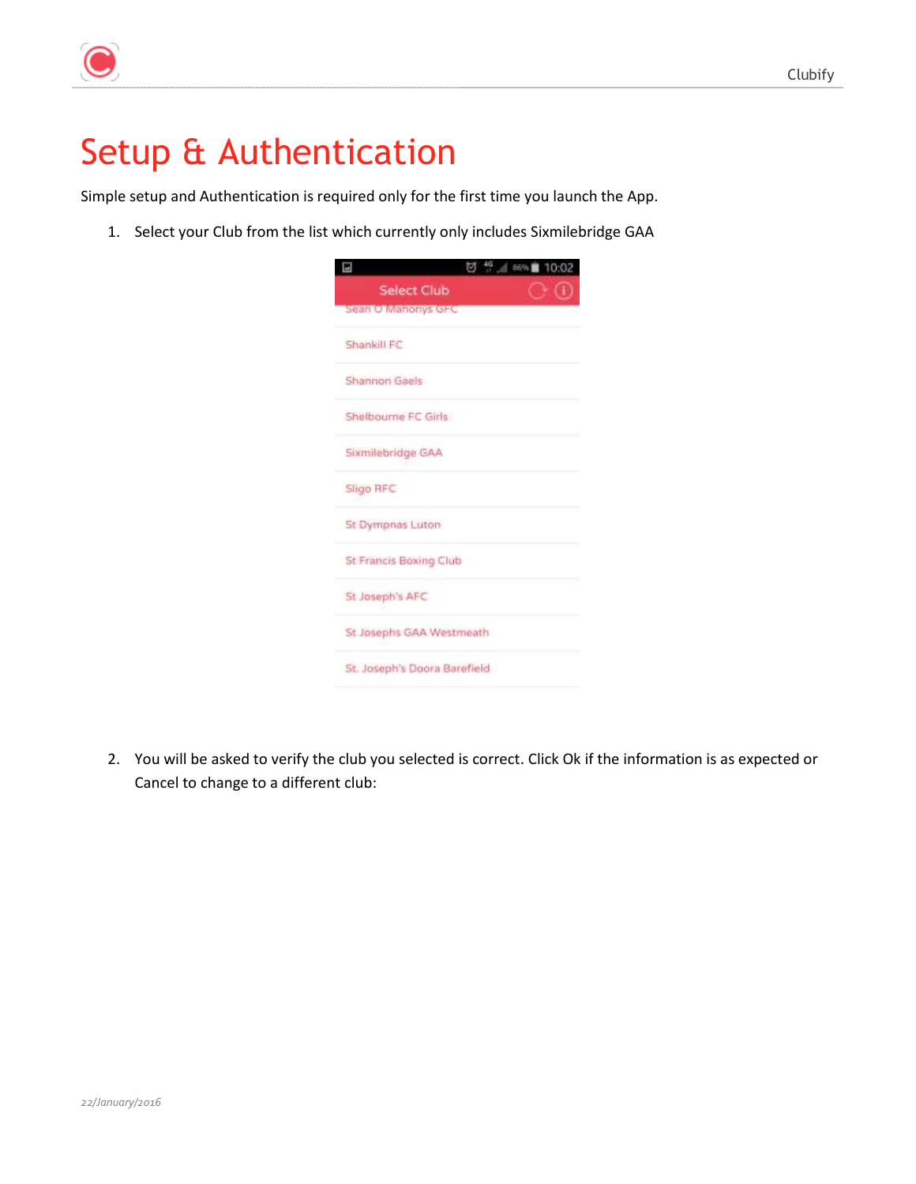# Setup & Authentication

Simple setup and Authentication is required only for the first time you launch the App.

1. Select your Club from the list which currently only includes Sixmilebridge GAA

2. You will be asked to verify the club you selected is correct. Click Ok if the information is as expected or Cancel to change to a different club: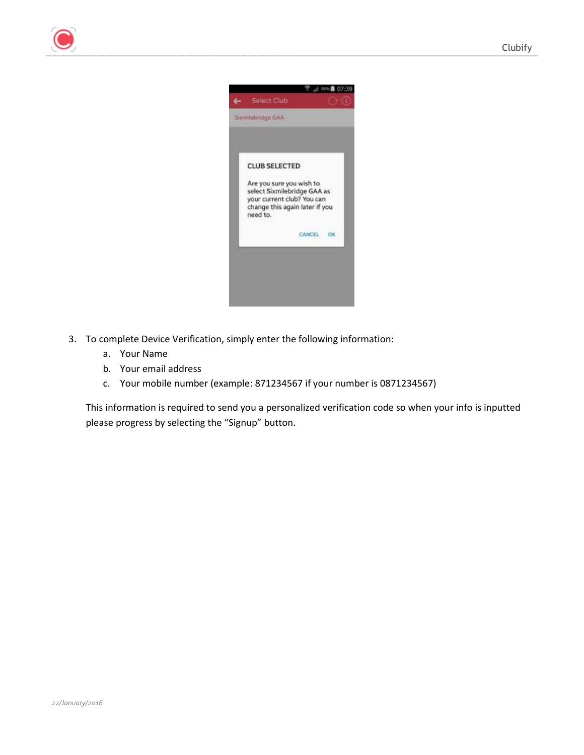3. To complete Device Verification, simply enter the following information:
    a. Your Name
    b. Your email address
    c. Your mobile number (example: 871234567 if your number is 0871234567)

   This information is required to send you a personalized verification code so when your info is inputted please progress by selecting the “Signup” button.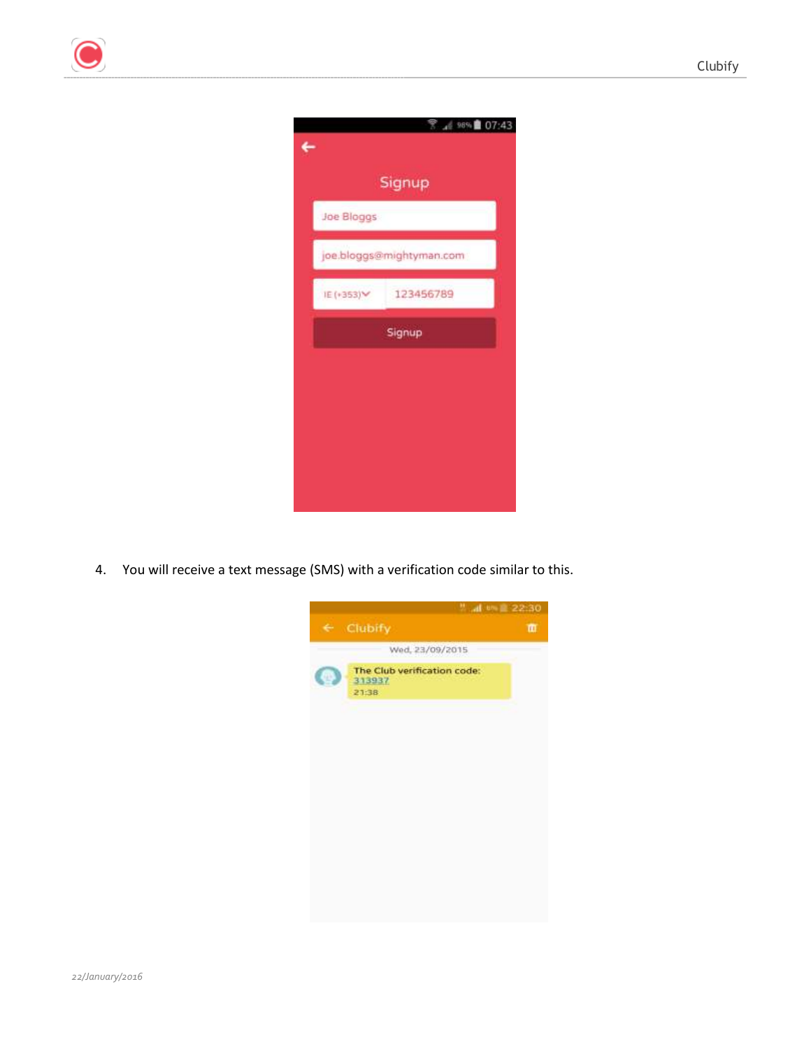4. You will receive a text message (SMS) with a verification code similar to this.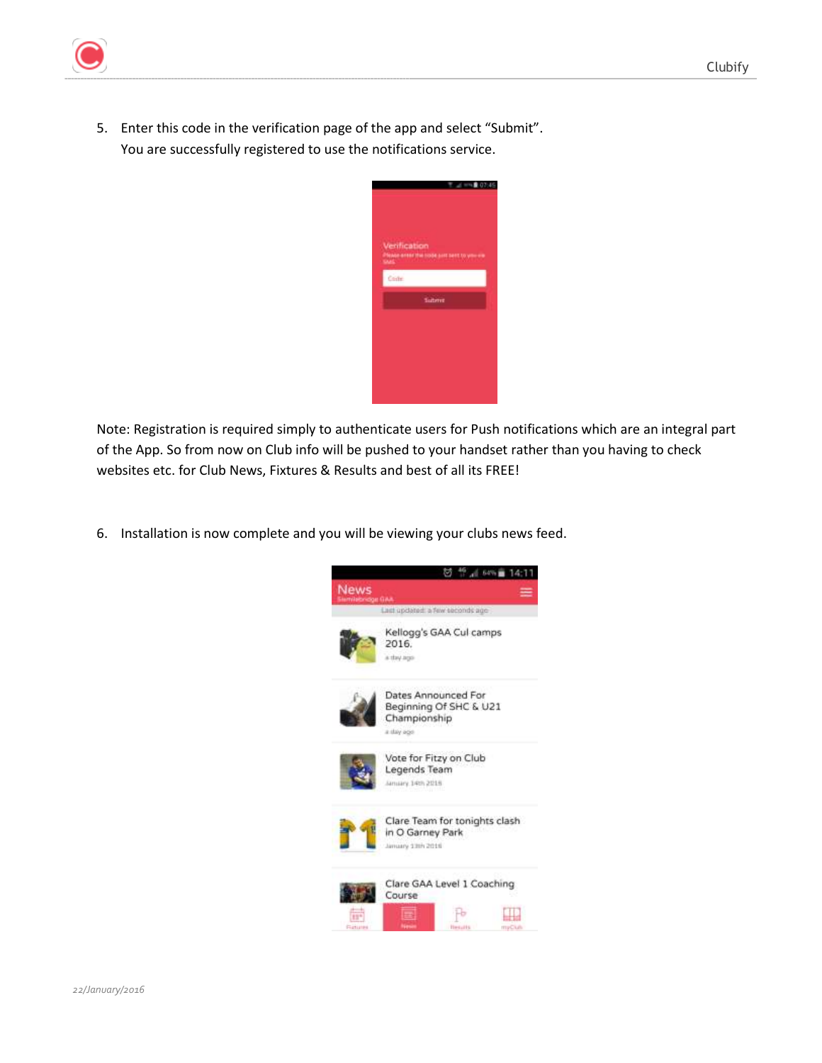5. Enter this code in the verification page of the app and select "Submit".
   You are successfully registered to use the notifications service.

Note: Registration is required simply to authenticate users for Push notifications which are an integral part of the App. So from now on Club info will be pushed to your handset rather than you having to check websites etc. for Club News, Fixtures & Results and best of all its FREE!

6. Installation is now complete and you will be viewing your clubs news feed.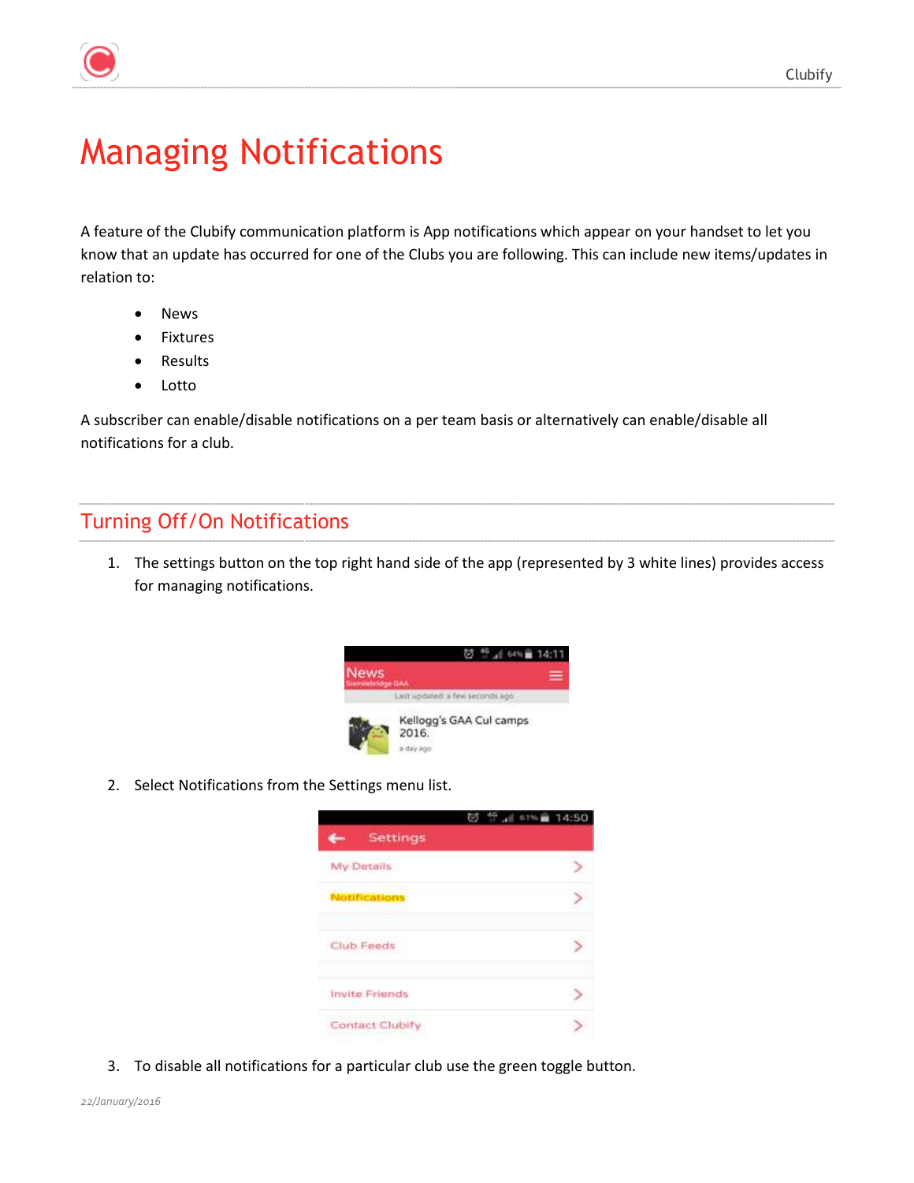# Managing Notifications

A feature of the Clubify communication platform is App notifications which appear on your handset to let you know that an update has occurred for one of the Clubs you are following. This can include new items/updates in relation to:

- News
- Fixtures
- Results
- Lotto

A subscriber can enable/disable notifications on a per team basis or alternatively can enable/disable all notifications for a club.

## Turning Off/On Notifications

1. The settings button on the top right hand side of the app (represented by 3 white lines) provides access for managing notifications.

2. Select Notifications from the Settings menu list.

3. To disable all notifications for a particular club use the green toggle button.

*22/January/2016*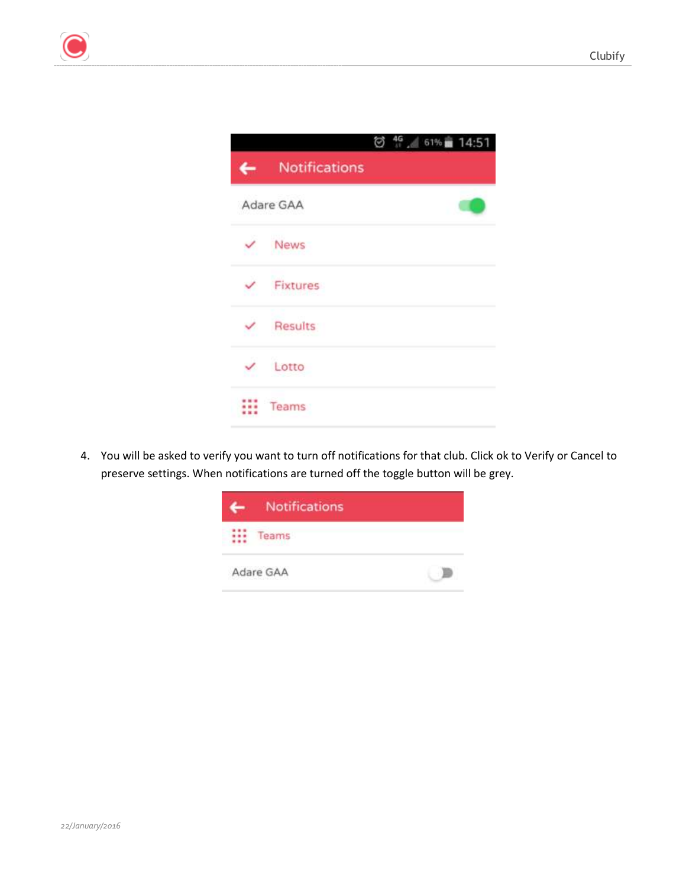4. You will be asked to verify you want to turn off notifications for that club. Click ok to Verify or Cancel to preserve settings. When notifications are turned off the toggle button will be grey.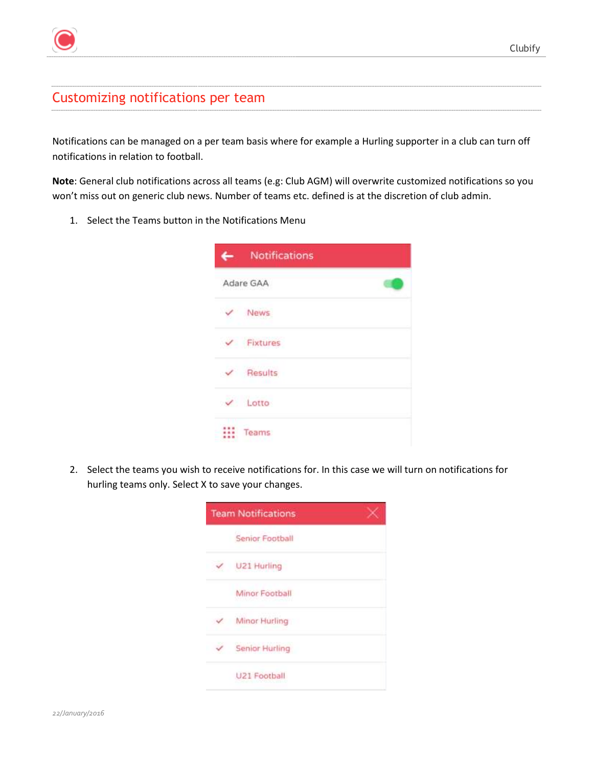## Customizing notifications per team

Notifications can be managed on a per team basis where for example a Hurling supporter in a club can turn off notifications in relation to football.

**Note**: General club notifications across all teams (e.g: Club AGM) will overwrite customized notifications so you won't miss out on generic club news. Number of teams etc. defined is at the discretion of club admin.

1. Select the Teams button in the Notifications Menu

2. Select the teams you wish to receive notifications for. In this case we will turn on notifications for hurling teams only. Select X to save your changes.

*22/January/2016*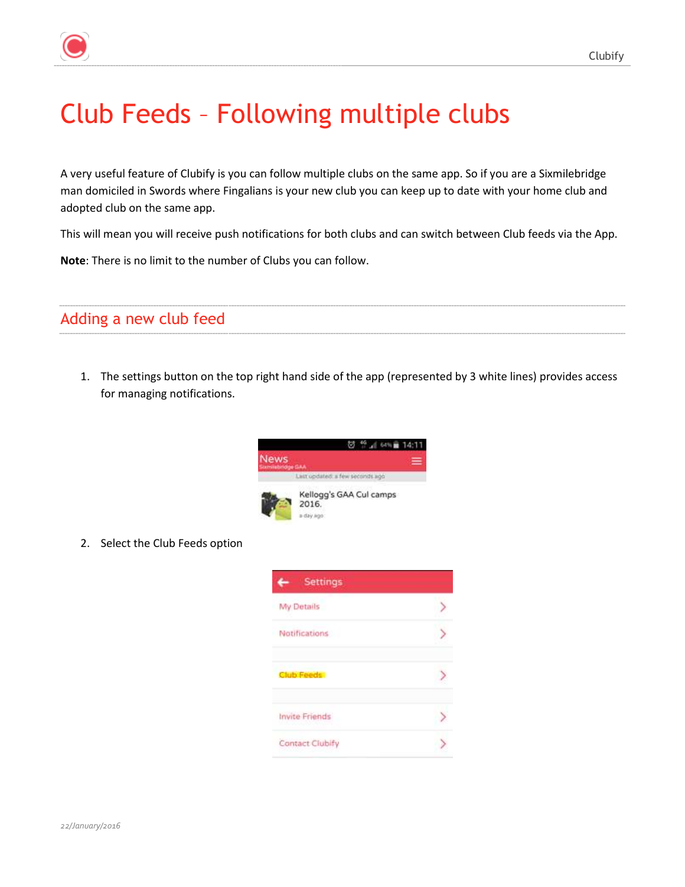# Club Feeds – Following multiple clubs

A very useful feature of Clubify is you can follow multiple clubs on the same app. So if you are a Sixmilebridge man domiciled in Swords where Fingalians is your new club you can keep up to date with your home club and adopted club on the same app.

This will mean you will receive push notifications for both clubs and can switch between Club feeds via the App.

**Note**: There is no limit to the number of Clubs you can follow.

## Adding a new club feed

1. The settings button on the top right hand side of the app (represented by 3 white lines) provides access for managing notifications.

2. Select the Club Feeds option

*22/January/2016*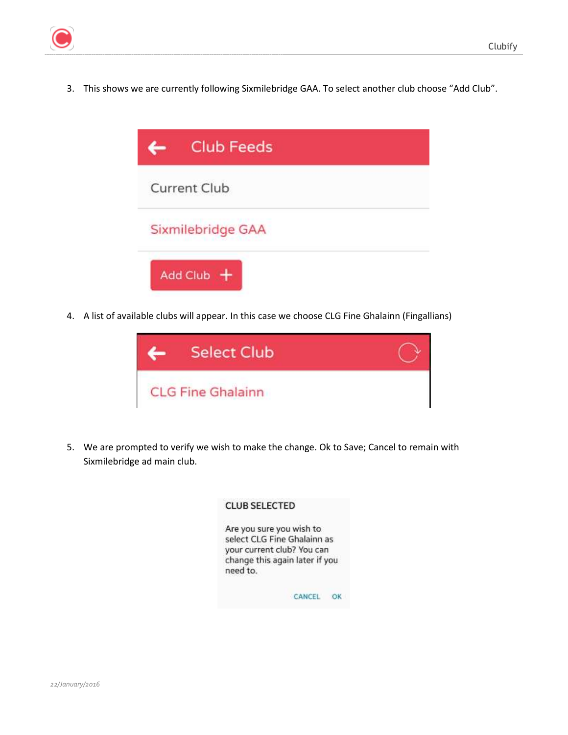3. This shows we are currently following Sixmilebridge GAA. To select another club choose “Add Club”.

Club Feeds

Current Club

Sixmilebridge GAA

Add Club +

4. A list of available clubs will appear. In this case we choose CLG Fine Ghalainn (Fingallians)

Select Club

CLG Fine Ghalainn

5. We are prompted to verify we wish to make the change. Ok to Save; Cancel to remain with Sixmilebridge ad main club.

CLUB SELECTED

Are you sure you wish to select CLG Fine Ghalainn as your current club? You can change this again later if you need to.

CANCEL OK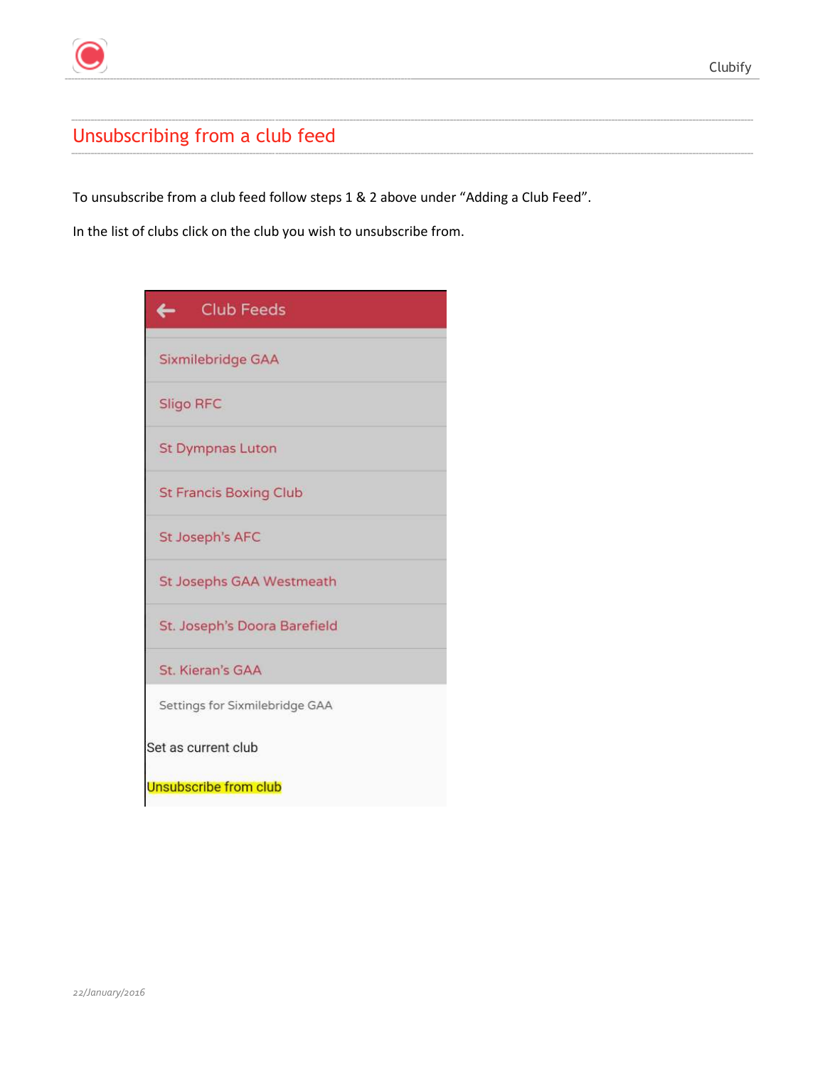## Unsubscribing from a club feed

To unsubscribe from a club feed follow steps 1 & 2 above under "Adding a Club Feed".

In the list of clubs click on the club you wish to unsubscribe from.

Club Feeds

- Sixmilebridge GAA
- Sligo RFC
- St Dympnas Luton
- St Francis Boxing Club
- St Joseph's AFC
- St Josephs GAA Westmeath
- St. Joseph's Doora Barefield
- St. Kieran's GAA

Settings for Sixmilebridge GAA

Set as current club

Unsubscribe from club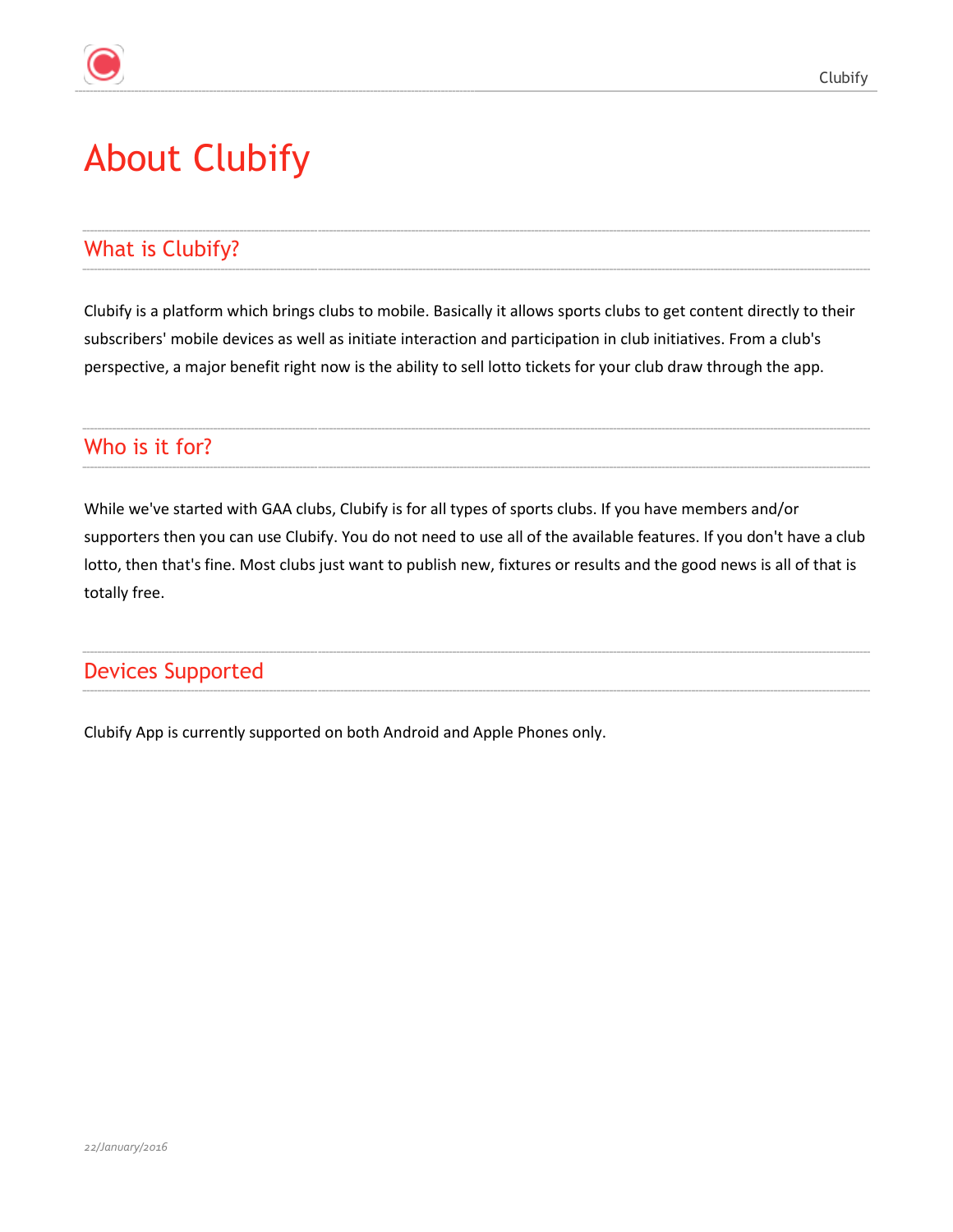# About Clubify

## What is Clubify?

Clubify is a platform which brings clubs to mobile. Basically it allows sports clubs to get content directly to their subscribers' mobile devices as well as initiate interaction and participation in club initiatives. From a club's perspective, a major benefit right now is the ability to sell lotto tickets for your club draw through the app.

## Who is it for?

While we've started with GAA clubs, Clubify is for all types of sports clubs. If you have members and/or supporters then you can use Clubify. You do not need to use all of the available features. If you don't have a club lotto, then that's fine. Most clubs just want to publish new, fixtures or results and the good news is all of that is totally free.

## Devices Supported

Clubify App is currently supported on both Android and Apple Phones only.

*22/January/2016*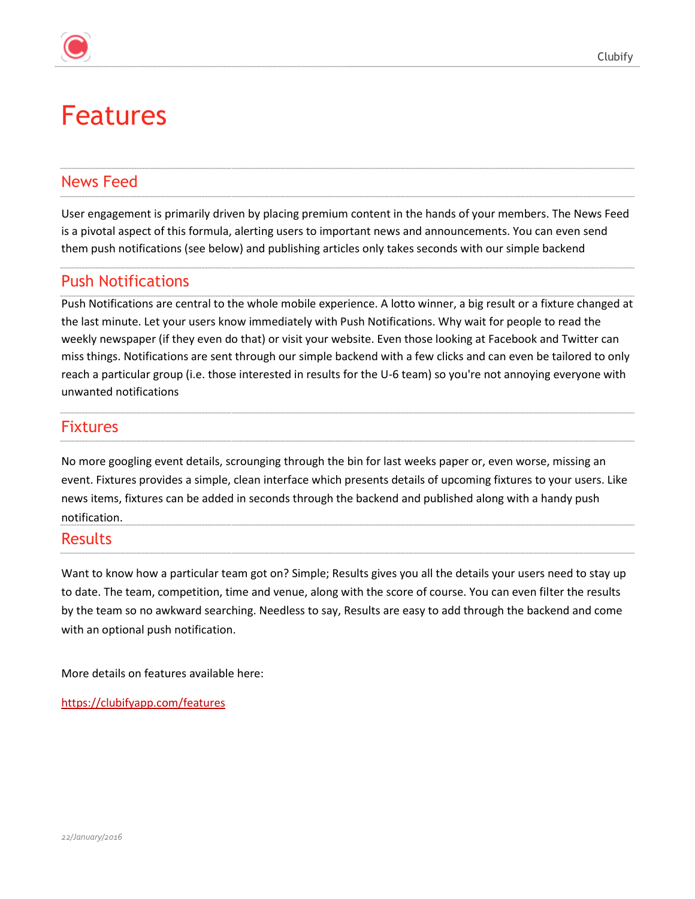# Features

## News Feed

User engagement is primarily driven by placing premium content in the hands of your members. The News Feed is a pivotal aspect of this formula, alerting users to important news and announcements. You can even send them push notifications (see below) and publishing articles only takes seconds with our simple backend

## Push Notifications

Push Notifications are central to the whole mobile experience. A lotto winner, a big result or a fixture changed at the last minute. Let your users know immediately with Push Notifications. Why wait for people to read the weekly newspaper (if they even do that) or visit your website. Even those looking at Facebook and Twitter can miss things. Notifications are sent through our simple backend with a few clicks and can even be tailored to only reach a particular group (i.e. those interested in results for the U-6 team) so you're not annoying everyone with unwanted notifications

## Fixtures

No more googling event details, scrounging through the bin for last weeks paper or, even worse, missing an event. Fixtures provides a simple, clean interface which presents details of upcoming fixtures to your users. Like news items, fixtures can be added in seconds through the backend and published along with a handy push notification.

## Results

Want to know how a particular team got on? Simple; Results gives you all the details your users need to stay up to date. The team, competition, time and venue, along with the score of course. You can even filter the results by the team so no awkward searching. Needless to say, Results are easy to add through the backend and come with an optional push notification.

More details on features available here:

https://clubifyapp.com/features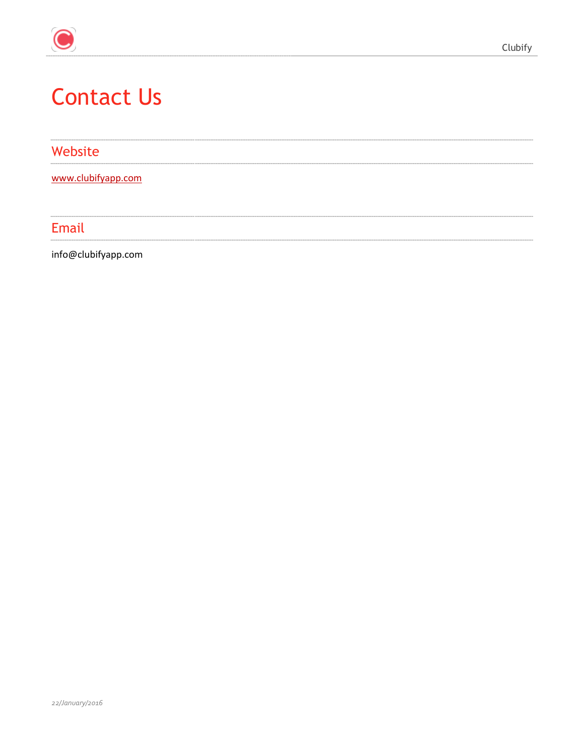# Contact Us

## Website

[www.clubifyapp.com](http://www.clubifyapp.com)

## Email

info@clubifyapp.com

*22/January/2016*